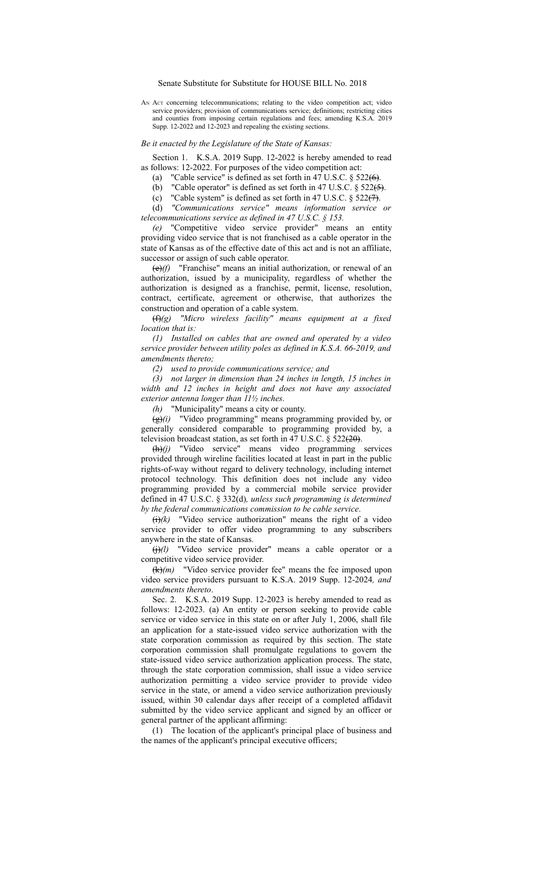Senate Substitute for Substitute for HOUSE BILL No. 2018

AN ACT concerning telecommunications; relating to the video competition act; video service providers; provision of communications service; definitions; restricting cities and counties from imposing certain regulations and fees; amending K.S.A. 2019 Supp. 12-2022 and 12-2023 and repealing the existing sections.

*Be it enacted by the Legislature of the State of Kansas:*

Section 1. K.S.A. 2019 Supp. 12-2022 is hereby amended to read as follows: 12-2022. For purposes of the video competition act:

(a) "Cable service" is defined as set forth in 47 U.S.C. § 522~~(6)~~.

(b) "Cable operator" is defined as set forth in 47 U.S.C. § 522~~(5)~~.

(c) "Cable system" is defined as set forth in 47 U.S.C. § 522~~(7)~~.

(d) *"Communications service" means information service or telecommunications service as defined in 47 U.S.C. § 153.*

*(e)* "Competitive video service provider" means an entity providing video service that is not franchised as a cable operator in the state of Kansas as of the effective date of this act and is not an affiliate, successor or assign of such cable operator.

~~(e)~~*(f)* "Franchise" means an initial authorization, or renewal of an authorization, issued by a municipality, regardless of whether the authorization is designed as a franchise, permit, license, resolution, contract, certificate, agreement or otherwise, that authorizes the construction and operation of a cable system.

~~(f)~~*(g) "Micro wireless facility" means equipment at a fixed location that is:*

*(1) Installed on cables that are owned and operated by a video service provider between utility poles as defined in K.S.A. 66-2019, and amendments thereto;*

*(2) used to provide communications service; and*

*(3) not larger in dimension than 24 inches in length, 15 inches in width and 12 inches in height and does not have any associated exterior antenna longer than 11½ inches.*

*(h)* "Municipality" means a city or county.

~~(g)~~*(i)* "Video programming" means programming provided by, or generally considered comparable to programming provided by, a television broadcast station, as set forth in 47 U.S.C. § 522~~(20)~~.

~~(h)~~*(j)* "Video service" means video programming services provided through wireline facilities located at least in part in the public rights-of-way without regard to delivery technology, including internet protocol technology. This definition does not include any video programming provided by a commercial mobile service provider defined in 47 U.S.C. § 332(d)*, unless such programming is determined by the federal communications commission to be cable service*.

~~(i)~~*(k)* "Video service authorization" means the right of a video service provider to offer video programming to any subscribers anywhere in the state of Kansas.

~~(j)~~*(l)* "Video service provider" means a cable operator or a competitive video service provider.

~~(k)~~*(m)* "Video service provider fee" means the fee imposed upon video service providers pursuant to K.S.A. 2019 Supp. 12-2024*, and amendments thereto*.

Sec. 2. K.S.A. 2019 Supp. 12-2023 is hereby amended to read as follows: 12-2023. (a) An entity or person seeking to provide cable service or video service in this state on or after July 1, 2006, shall file an application for a state-issued video service authorization with the state corporation commission as required by this section. The state corporation commission shall promulgate regulations to govern the state-issued video service authorization application process. The state, through the state corporation commission, shall issue a video service authorization permitting a video service provider to provide video service in the state, or amend a video service authorization previously issued, within 30 calendar days after receipt of a completed affidavit submitted by the video service applicant and signed by an officer or general partner of the applicant affirming:

(1) The location of the applicant's principal place of business and the names of the applicant's principal executive officers;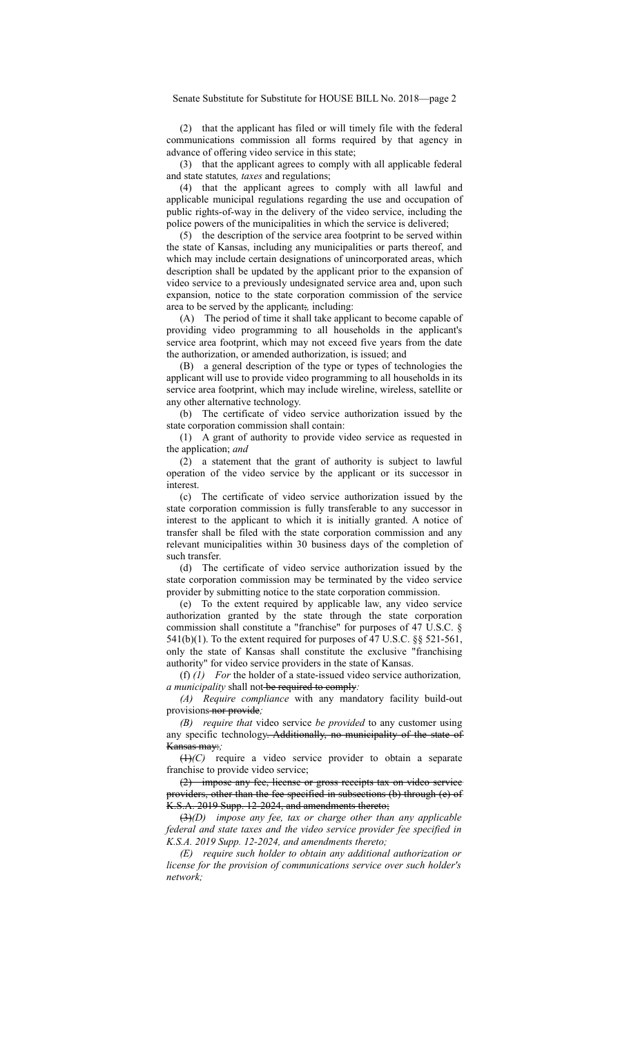(2) that the applicant has filed or will timely file with the federal communications commission all forms required by that agency in advance of offering video service in this state;

(3) that the applicant agrees to comply with all applicable federal and state statutes*, taxes* and regulations;

(4) that the applicant agrees to comply with all lawful and applicable municipal regulations regarding the use and occupation of public rights-of-way in the delivery of the video service, including the police powers of the municipalities in which the service is delivered;

(5) the description of the service area footprint to be served within the state of Kansas, including any municipalities or parts thereof, and which may include certain designations of unincorporated areas, which description shall be updated by the applicant prior to the expansion of video service to a previously undesignated service area and, upon such expansion, notice to the state corporation commission of the service area to be served by the applicant~~;~~*,* including:

(A) The period of time it shall take applicant to become capable of providing video programming to all households in the applicant's service area footprint, which may not exceed five years from the date the authorization, or amended authorization, is issued; and

(B) a general description of the type or types of technologies the applicant will use to provide video programming to all households in its service area footprint, which may include wireline, wireless, satellite or any other alternative technology.

(b) The certificate of video service authorization issued by the state corporation commission shall contain:

(1) A grant of authority to provide video service as requested in the application; *and*

(2) a statement that the grant of authority is subject to lawful operation of the video service by the applicant or its successor in interest.

(c) The certificate of video service authorization issued by the state corporation commission is fully transferable to any successor in interest to the applicant to which it is initially granted. A notice of transfer shall be filed with the state corporation commission and any relevant municipalities within 30 business days of the completion of such transfer.

(d) The certificate of video service authorization issued by the state corporation commission may be terminated by the video service provider by submitting notice to the state corporation commission.

(e) To the extent required by applicable law, any video service authorization granted by the state through the state corporation commission shall constitute a "franchise" for purposes of 47 U.S.C. § 541(b)(1). To the extent required for purposes of 47 U.S.C. §§ 521-561, only the state of Kansas shall constitute the exclusive "franchising authority" for video service providers in the state of Kansas.

(f) *(1) For* the holder of a state-issued video service authorization*, a municipality* shall not ~~be required to comply~~*:*

*(A) Require compliance* with any mandatory facility build-out provisions ~~nor provide~~*;*

*(B) require that* video service *be provided* to any customer using any specific technology~~. Additionally, no municipality of the state of Kansas may:~~*;*

~~(1)~~*(C)* require a video service provider to obtain a separate franchise to provide video service;

~~(2) impose any fee, license or gross receipts tax on video service providers, other than the fee specified in subsections (b) through (e) of K.S.A. 2019 Supp. 12-2024, and amendments thereto;~~

~~(3)~~*(D) impose any fee, tax or charge other than any applicable federal and state taxes and the video service provider fee specified in K.S.A. 2019 Supp. 12-2024, and amendments thereto;*

*(E) require such holder to obtain any additional authorization or license for the provision of communications service over such holder's network;*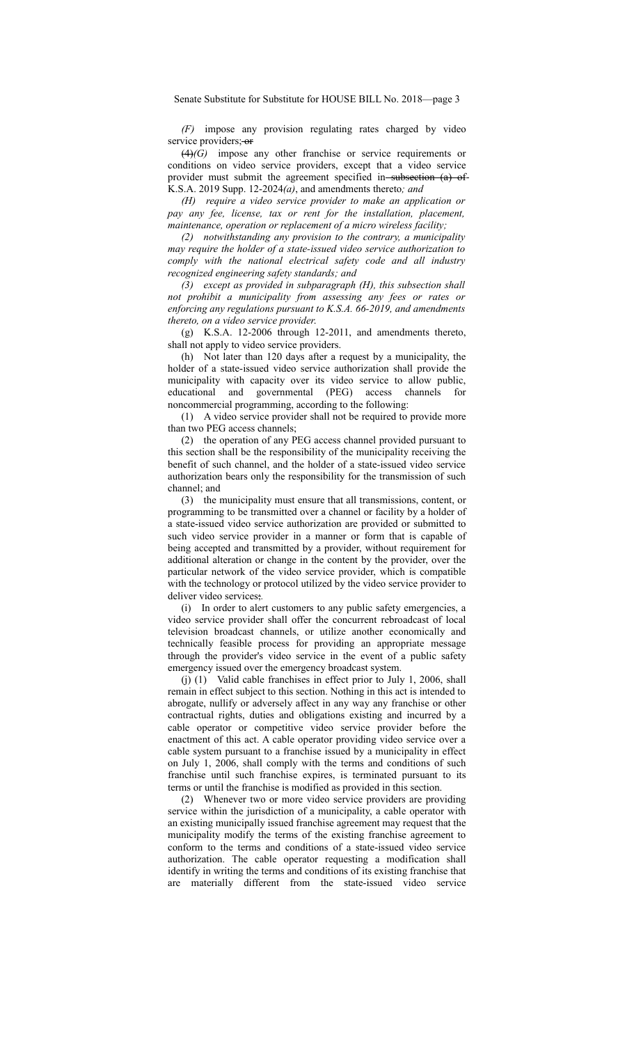*(F)* impose any provision regulating rates charged by video service providers; ~~or~~

~~(4)~~*(G)* impose any other franchise or service requirements or conditions on video service providers, except that a video service provider must submit the agreement specified in ~~subsection (a) of~~ K.S.A. 2019 Supp. 12-2024*(a)*, and amendments thereto*; and*

*(H) require a video service provider to make an application or pay any fee, license, tax or rent for the installation, placement, maintenance, operation or replacement of a micro wireless facility;*

*(2) notwithstanding any provision to the contrary, a municipality may require the holder of a state-issued video service authorization to comply with the national electrical safety code and all industry recognized engineering safety standards; and*

*(3) except as provided in subparagraph (H), this subsection shall not prohibit a municipality from assessing any fees or rates or enforcing any regulations pursuant to K.S.A. 66-2019, and amendments thereto, on a video service provider.*

(g) K.S.A. 12-2006 through 12-2011, and amendments thereto, shall not apply to video service providers.

(h) Not later than 120 days after a request by a municipality, the holder of a state-issued video service authorization shall provide the municipality with capacity over its video service to allow public, educational and governmental (PEG) access channels for noncommercial programming, according to the following:

(1) A video service provider shall not be required to provide more than two PEG access channels;

(2) the operation of any PEG access channel provided pursuant to this section shall be the responsibility of the municipality receiving the benefit of such channel, and the holder of a state-issued video service authorization bears only the responsibility for the transmission of such channel; and

(3) the municipality must ensure that all transmissions, content, or programming to be transmitted over a channel or facility by a holder of a state-issued video service authorization are provided or submitted to such video service provider in a manner or form that is capable of being accepted and transmitted by a provider, without requirement for additional alteration or change in the content by the provider, over the particular network of the video service provider, which is compatible with the technology or protocol utilized by the video service provider to deliver video services~~;~~.

(i) In order to alert customers to any public safety emergencies, a video service provider shall offer the concurrent rebroadcast of local television broadcast channels, or utilize another economically and technically feasible process for providing an appropriate message through the provider's video service in the event of a public safety emergency issued over the emergency broadcast system.

(j) (1) Valid cable franchises in effect prior to July 1, 2006, shall remain in effect subject to this section. Nothing in this act is intended to abrogate, nullify or adversely affect in any way any franchise or other contractual rights, duties and obligations existing and incurred by a cable operator or competitive video service provider before the enactment of this act. A cable operator providing video service over a cable system pursuant to a franchise issued by a municipality in effect on July 1, 2006, shall comply with the terms and conditions of such franchise until such franchise expires, is terminated pursuant to its terms or until the franchise is modified as provided in this section.

(2) Whenever two or more video service providers are providing service within the jurisdiction of a municipality, a cable operator with an existing municipally issued franchise agreement may request that the municipality modify the terms of the existing franchise agreement to conform to the terms and conditions of a state-issued video service authorization. The cable operator requesting a modification shall identify in writing the terms and conditions of its existing franchise that are materially different from the state-issued video service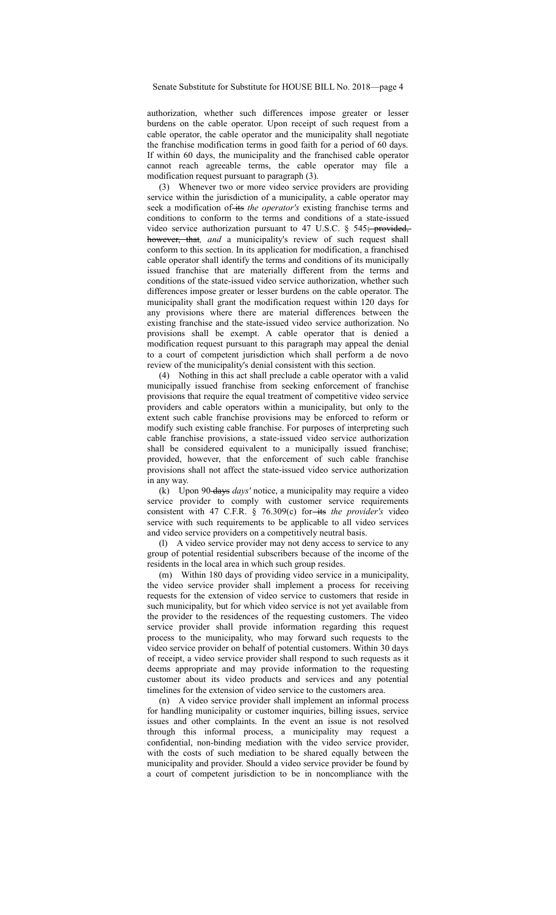authorization, whether such differences impose greater or lesser burdens on the cable operator. Upon receipt of such request from a cable operator, the cable operator and the municipality shall negotiate the franchise modification terms in good faith for a period of 60 days. If within 60 days, the municipality and the franchised cable operator cannot reach agreeable terms, the cable operator may file a modification request pursuant to paragraph (3).

(3) Whenever two or more video service providers are providing service within the jurisdiction of a municipality, a cable operator may seek a modification of ~~its~~ *the operator's* existing franchise terms and conditions to conform to the terms and conditions of a state-issued video service authorization pursuant to 47 U.S.C. § 545~~; provided, however, that~~*, and* a municipality's review of such request shall conform to this section. In its application for modification, a franchised cable operator shall identify the terms and conditions of its municipally issued franchise that are materially different from the terms and conditions of the state-issued video service authorization, whether such differences impose greater or lesser burdens on the cable operator. The municipality shall grant the modification request within 120 days for any provisions where there are material differences between the existing franchise and the state-issued video service authorization. No provisions shall be exempt. A cable operator that is denied a modification request pursuant to this paragraph may appeal the denial to a court of competent jurisdiction which shall perform a de novo review of the municipality's denial consistent with this section.

(4) Nothing in this act shall preclude a cable operator with a valid municipally issued franchise from seeking enforcement of franchise provisions that require the equal treatment of competitive video service providers and cable operators within a municipality, but only to the extent such cable franchise provisions may be enforced to reform or modify such existing cable franchise. For purposes of interpreting such cable franchise provisions, a state-issued video service authorization shall be considered equivalent to a municipally issued franchise; provided, however, that the enforcement of such cable franchise provisions shall not affect the state-issued video service authorization in any way.

(k) Upon 90 ~~days~~ *days'* notice, a municipality may require a video service provider to comply with customer service requirements consistent with 47 C.F.R. § 76.309(c) for ~~its~~ *the provider's* video service with such requirements to be applicable to all video services and video service providers on a competitively neutral basis.

(l) A video service provider may not deny access to service to any group of potential residential subscribers because of the income of the residents in the local area in which such group resides.

(m) Within 180 days of providing video service in a municipality, the video service provider shall implement a process for receiving requests for the extension of video service to customers that reside in such municipality, but for which video service is not yet available from the provider to the residences of the requesting customers. The video service provider shall provide information regarding this request process to the municipality, who may forward such requests to the video service provider on behalf of potential customers. Within 30 days of receipt, a video service provider shall respond to such requests as it deems appropriate and may provide information to the requesting customer about its video products and services and any potential timelines for the extension of video service to the customers area.

(n) A video service provider shall implement an informal process for handling municipality or customer inquiries, billing issues, service issues and other complaints. In the event an issue is not resolved through this informal process, a municipality may request a confidential, non-binding mediation with the video service provider, with the costs of such mediation to be shared equally between the municipality and provider. Should a video service provider be found by a court of competent jurisdiction to be in noncompliance with the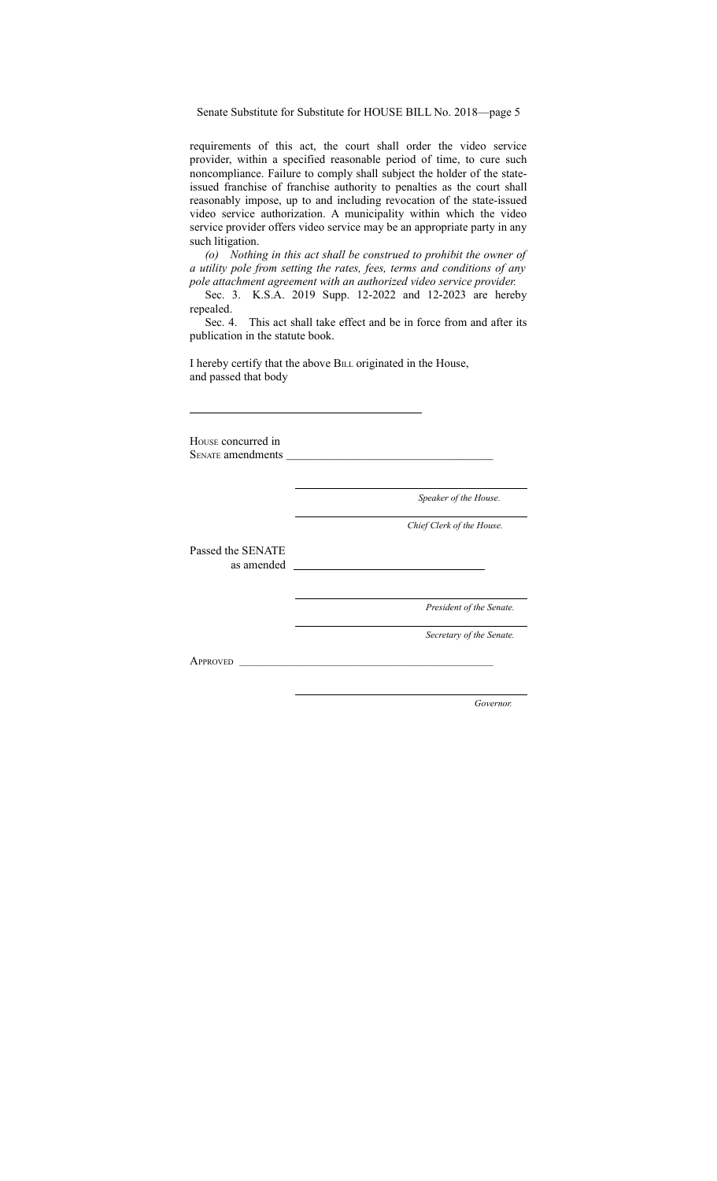requirements of this act, the court shall order the video service provider, within a specified reasonable period of time, to cure such noncompliance. Failure to comply shall subject the holder of the state-issued franchise of franchise authority to penalties as the court shall reasonably impose, up to and including revocation of the state-issued video service authorization. A municipality within which the video service provider offers video service may be an appropriate party in any such litigation.

*(o) Nothing in this act shall be construed to prohibit the owner of a utility pole from setting the rates, fees, terms and conditions of any pole attachment agreement with an authorized video service provider.*

Sec. 3. K.S.A. 2019 Supp. 12-2022 and 12-2023 are hereby repealed.

Sec. 4. This act shall take effect and be in force from and after its publication in the statute book.

I hereby certify that the above BILL originated in the House, and passed that body

\_\_\_\_\_\_\_\_\_\_\_\_\_\_\_\_\_\_\_\_\_\_\_\_\_\_\_\_\_\_\_\_\_\_\_\_\_\_\_\_

HOUSE concurred in
SENATE amendments \_\_\_\_\_\_\_\_\_\_\_\_\_\_\_\_\_\_\_\_\_\_\_\_\_\_\_\_\_\_\_\_\_\_\_\_

\_\_\_\_\_\_\_\_\_\_\_\_\_\_\_\_\_\_\_\_\_\_\_\_\_\_\_\_\_\_\_\_\_\_\_\_\_\_\_\_
*Speaker of the House.*

\_\_\_\_\_\_\_\_\_\_\_\_\_\_\_\_\_\_\_\_\_\_\_\_\_\_\_\_\_\_\_\_\_\_\_\_\_\_\_\_
*Chief Clerk of the House.*

Passed the SENATE
as amended \_\_\_\_\_\_\_\_\_\_\_\_\_\_\_\_\_\_\_\_\_\_\_\_\_\_\_\_\_\_\_\_\_\_\_\_

\_\_\_\_\_\_\_\_\_\_\_\_\_\_\_\_\_\_\_\_\_\_\_\_\_\_\_\_\_\_\_\_\_\_\_\_\_\_\_\_
*President of the Senate.*

\_\_\_\_\_\_\_\_\_\_\_\_\_\_\_\_\_\_\_\_\_\_\_\_\_\_\_\_\_\_\_\_\_\_\_\_\_\_\_\_
*Secretary of the Senate.*

APPROVED \_\_\_\_\_\_\_\_\_\_\_\_\_\_\_\_\_\_\_\_\_\_\_\_\_\_\_\_\_\_\_\_\_\_\_\_\_\_\_\_\_\_\_\_\_\_

\_\_\_\_\_\_\_\_\_\_\_\_\_\_\_\_\_\_\_\_\_\_\_\_\_\_\_\_\_\_\_\_\_\_\_\_\_\_\_\_
*Governor.*